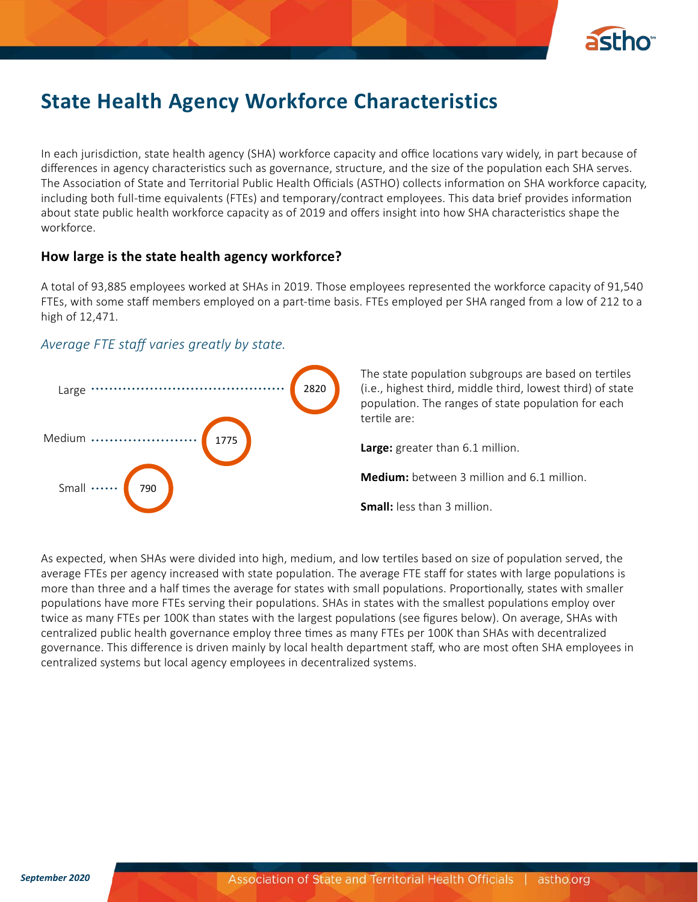# State Health Agency Workforce Characteristics

In each jurisdiction, state health agency (SHA) workforce capacity and office locations vary widely, in part because of differences in agency characteristics such as governance, structure, and the size of the population each SHA serves. The Association of State and Territorial Public Health Officials (ASTHO) collects information on SHA workforce capacity, including both full-time equivalents (FTEs) and temporary/contract employees. This data brief provides information about state public health workforce capacity as of 2019 and offers insight into how SHA characteristics shape the workforce.

### How large is the state health agency workforce?

A total of 93,885 employees worked at SHAs in 2019. Those employees represented the workforce capacity of 91,540 FTEs, with some staff members employed on a part-time basis. FTEs employed per SHA ranged from a low of 212 to a high of 12,471.

*Average FTE staff varies greatly by state.*

| Population | Average FTE staff |
|---|---|
| Large | 2820 |
| Medium | 1775 |
| Small | 790 |

The state population subgroups are based on tertiles (i.e., highest third, middle third, lowest third) of state population. The ranges of state population for each tertile are:

**Large:** greater than 6.1 million.

**Medium:** between 3 million and 6.1 million.

**Small:** less than 3 million.

As expected, when SHAs were divided into high, medium, and low tertiles based on size of population served, the average FTEs per agency increased with state population. The average FTE staff for states with large populations is more than three and a half times the average for states with small populations. Proportionally, states with smaller populations have more FTEs serving their populations. SHAs in states with the smallest populations employ over twice as many FTEs per 100K than states with the largest populations (see figures below). On average, SHAs with centralized public health governance employ three times as many FTEs per 100K than SHAs with decentralized governance. This difference is driven mainly by local health department staff, who are most often SHA employees in centralized systems but local agency employees in decentralized systems.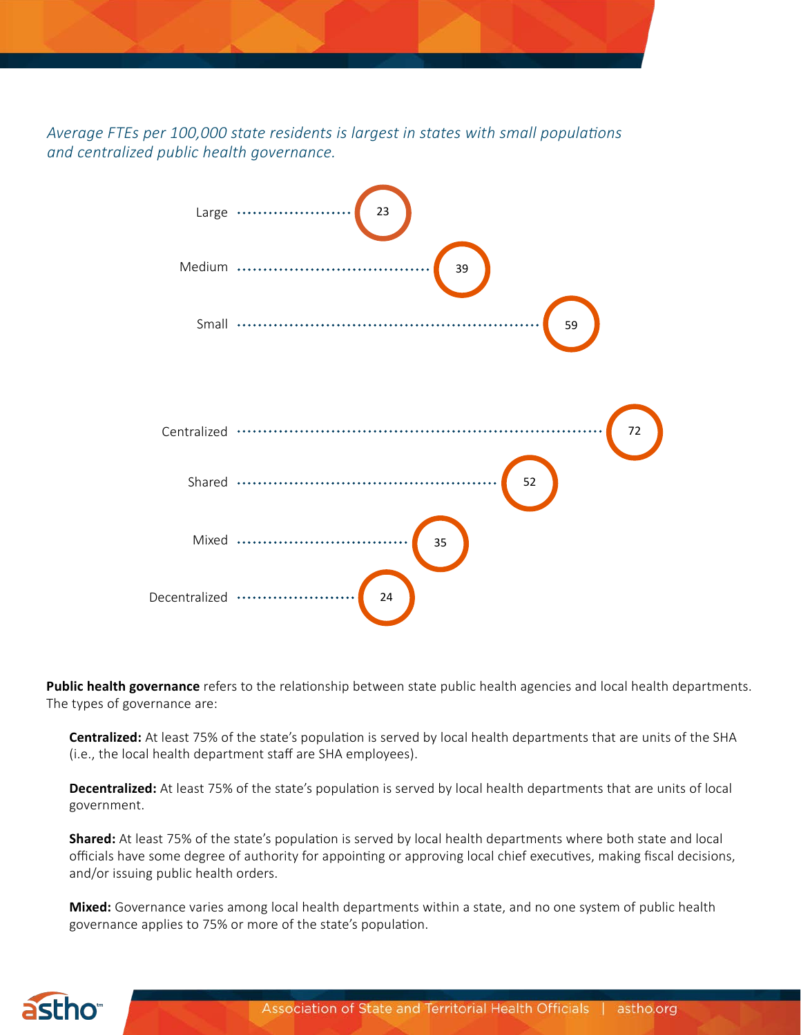*Average FTEs per 100,000 state residents is largest in states with small populations and centralized public health governance.*

| Category | Average FTEs per 100,000 state residents |
| --- | --- |
| Large | 23 |
| Medium | 39 |
| Small | 59 |
| Centralized | 72 |
| Shared | 52 |
| Mixed | 35 |
| Decentralized | 24 |

**Public health governance** refers to the relationship between state public health agencies and local health departments. The types of governance are:

**Centralized:** At least 75% of the state's population is served by local health departments that are units of the SHA (i.e., the local health department staff are SHA employees).

**Decentralized:** At least 75% of the state's population is served by local health departments that are units of local government.

**Shared:** At least 75% of the state's population is served by local health departments where both state and local officials have some degree of authority for appointing or approving local chief executives, making fiscal decisions, and/or issuing public health orders.

**Mixed:** Governance varies among local health departments within a state, and no one system of public health governance applies to 75% or more of the state's population.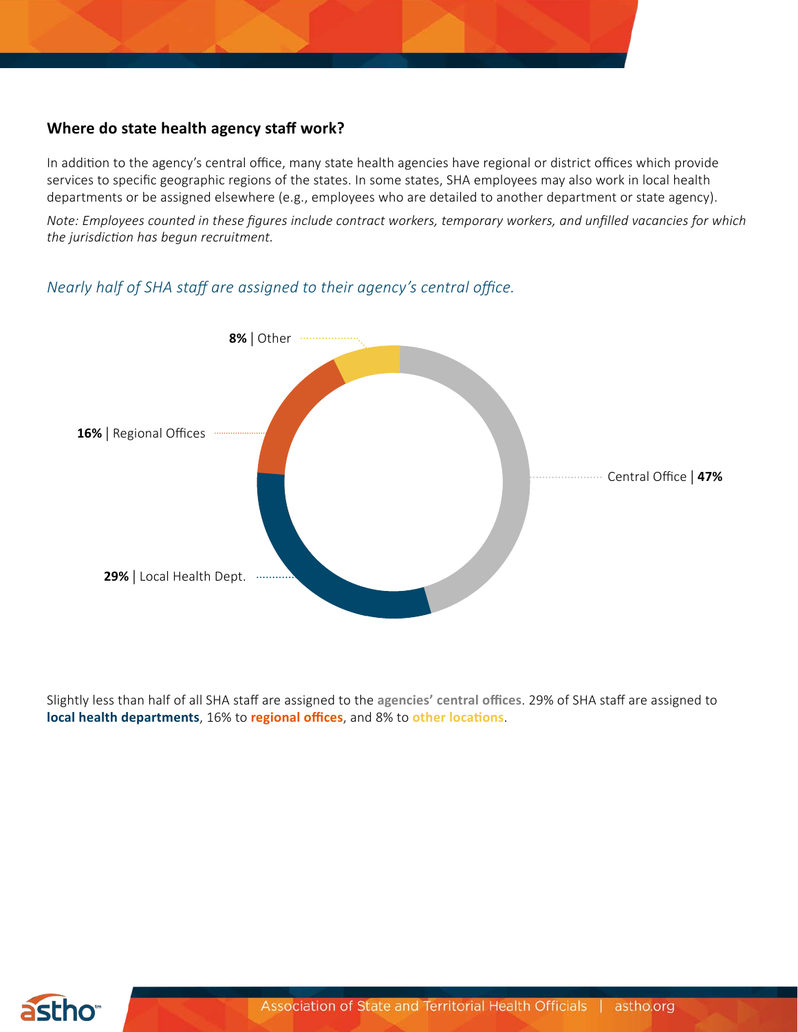## Where do state health agency staff work?

In addition to the agency's central office, many state health agencies have regional or district offices which provide services to specific geographic regions of the states. In some states, SHA employees may also work in local health departments or be assigned elsewhere (e.g., employees who are detailed to another department or state agency).

*Note: Employees counted in these figures include contract workers, temporary workers, and unfilled vacancies for which the jurisdiction has begun recruitment.*

*Nearly half of SHA staff are assigned to their agency's central office.*

**8%** | Other

**16%** | Regional Offices

Central Office | **47%**

**29%** | Local Health Dept.

Slightly less than half of all SHA staff are assigned to the **agencies' central offices**. 29% of SHA staff are assigned to **local health departments**, 16% to **regional offices**, and 8% to **other locations**.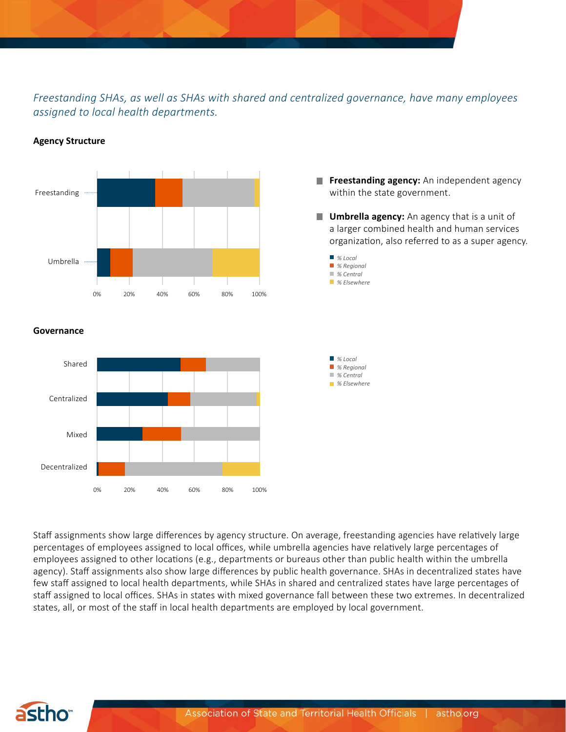*Freestanding SHAs, as well as SHAs with shared and centralized governance, have many employees assigned to local health departments.*

**Agency Structure**

- **Freestanding agency:** An independent agency within the state government.
- **Umbrella agency:** An agency that is a unit of a larger combined health and human services organization, also referred to as a super agency.

*% Local*
*% Regional*
*% Central*
*% Elsewhere*

**Governance**

*% Local*
*% Regional*
*% Central*
*% Elsewhere*

Staff assignments show large differences by agency structure. On average, freestanding agencies have relatively large percentages of employees assigned to local offices, while umbrella agencies have relatively large percentages of employees assigned to other locations (e.g., departments or bureaus other than public health within the umbrella agency). Staff assignments also show large differences by public health governance. SHAs in decentralized states have few staff assigned to local health departments, while SHAs in shared and centralized states have large percentages of staff assigned to local offices. SHAs in states with mixed governance fall between these two extremes. In decentralized states, all, or most of the staff in local health departments are employed by local government.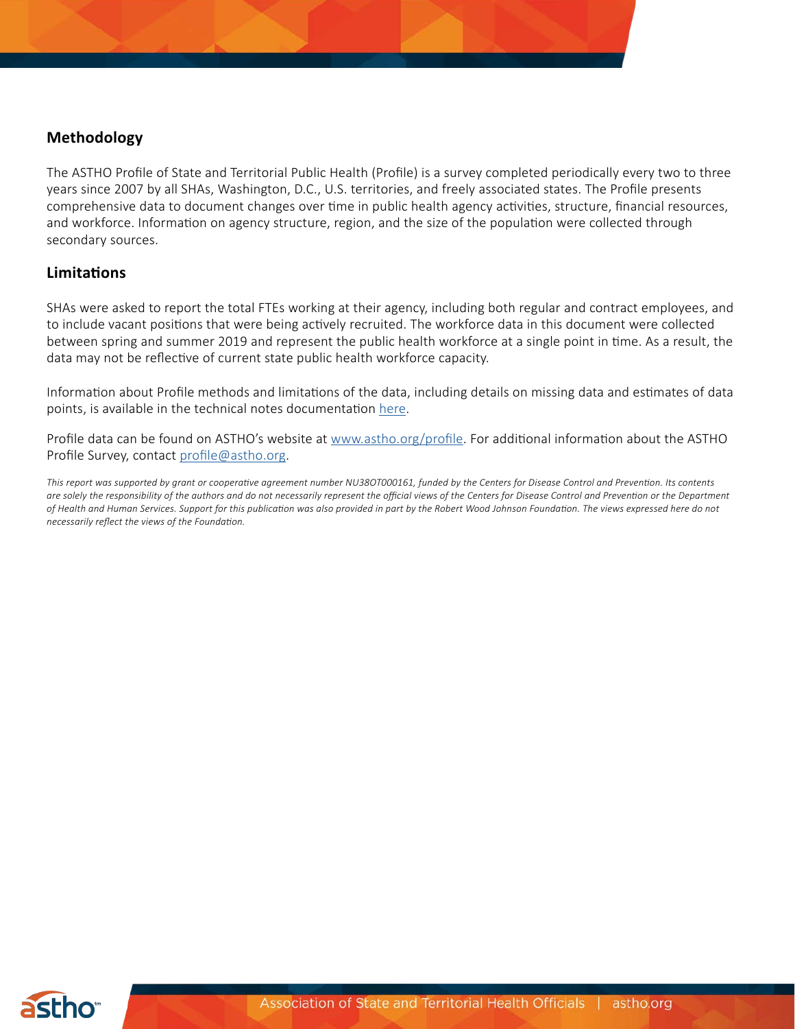## Methodology

The ASTHO Profile of State and Territorial Public Health (Profile) is a survey completed periodically every two to three years since 2007 by all SHAs, Washington, D.C., U.S. territories, and freely associated states. The Profile presents comprehensive data to document changes over time in public health agency activities, structure, financial resources, and workforce. Information on agency structure, region, and the size of the population were collected through secondary sources.

## Limitations

SHAs were asked to report the total FTEs working at their agency, including both regular and contract employees, and to include vacant positions that were being actively recruited. The workforce data in this document were collected between spring and summer 2019 and represent the public health workforce at a single point in time. As a result, the data may not be reflective of current state public health workforce capacity.

Information about Profile methods and limitations of the data, including details on missing data and estimates of data points, is available in the technical notes documentation here.

Profile data can be found on ASTHO's website at www.astho.org/profile. For additional information about the ASTHO Profile Survey, contact profile@astho.org.

*This report was supported by grant or cooperative agreement number NU38OT000161, funded by the Centers for Disease Control and Prevention. Its contents are solely the responsibility of the authors and do not necessarily represent the official views of the Centers for Disease Control and Prevention or the Department of Health and Human Services. Support for this publication was also provided in part by the Robert Wood Johnson Foundation. The views expressed here do not necessarily reflect the views of the Foundation.*